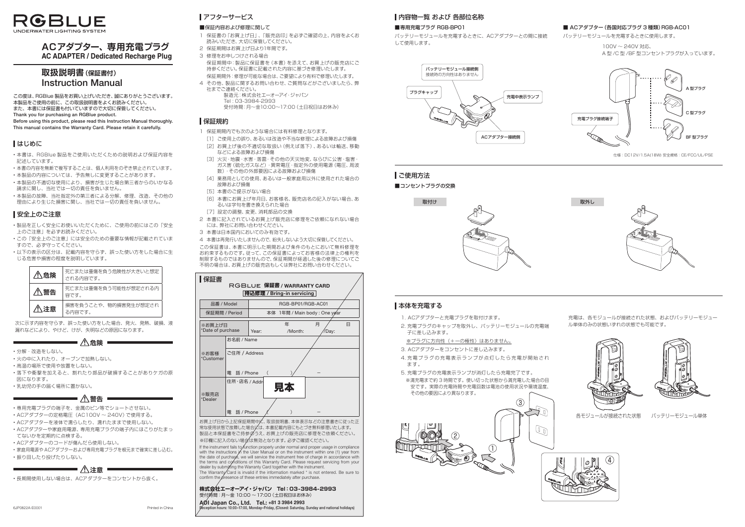RGBLUE
UNDERWATER LIGHTING SYSTEM

# ACアダプター、専用充電プラグ
## AC ADAPTER / Dedicated Recharge Plug

# 取扱説明書（保証書付）
## Instruction Manual

この度は、RGBlue 製品をお買い上げいただき、誠にありがとうございます。
本製品をご使用の前に、この取扱説明書をよくお読みください。
また、本書には保証書も付いていますので大切に保管してください。
Thank you for purchasing an RGBlue product.
Before using this product, please read this Instruction Manual thoroughly.
This manual contains the Warranty Card. Please retain it carefully.

## はじめに

- 本書は、RGBlue 製品をご使用いただくための説明および保証内容を記述しています。
- 本書の内容を無断で複写することは、個人利用をのぞき禁止されています。
- 本製品の内容については、予告無しに変更することがあります。
- 本製品の不適切な使用により、損害が生じた場合第三者からのいかなる請求に関し、当社では一切の責任を負いません。
- 本製品の故障、当社指定外の第三者による分解、修理、改造、その他の理由により生じた損害に関し、当社では一切の責任を負いません。

## 安全上のご注意

- 製品を正しく安全にお使いいただくために、ご使用の前にはこの「安全上のご注意」を必ずお読みください。
- この「安全上のご注意」には安全のための重要な情報が記載されていますので、必ず守ってください。
- 以下の表示の区分は、記載内容を守らず、誤った使い方をした場合に生じる危害や損害の程度を説明しています。

| 表示 | 内容 |
|---|---|
| ⚠危険 | 死亡または重傷を負う危険性が大きいと想定される内容です。 |
| ⚠警告 | 死亡または重傷を負う可能性が想定される内容です。 |
| ⚠注意 | 損害を負うことや、物的損害発生が想定される内容です。 |

次に示す内容を守らず、誤った使い方をした場合、発火、発熱、破損、液漏れなどにより、やけど、けが、失明などの原因になります。

### ⚠危険

- 分解・改造をしない。
- 火の中に入れたり、オーブンで加熱しない。
- 高温の場所で使用や放置をしない。
- 落下や衝撃を加えると、割れたり部品が破損することがありケガの原因になります。
- 乳幼児の手の届く場所に置かない。

### ⚠警告

- 専用充電プラグの端子を、金属のピン等でショートさせない。
- ACアダプターの定格電圧（AC100V ～ 240V）で使用する。
- ACアダプターを液体で濡らしたり、濡れたままで使用しない。
- ACアダプターや家庭用電源、専用充電プラグの端子内にほこりがたまってないかを定期的に点検する。
- ACアダプターのコードが傷んだら使用しない。
- 家庭用電源やACアダプターおよび専用充電プラグを根元まで確実に差し込む。
- 振り回したり投げたりしない。

### ⚠注意

- 長期間使用しない場合は、ACアダプターをコンセントから抜く。

6JP0822A-E0001　Printed in China

## アフターサービス

■保証内容および修理に関して

1. 保証書の「お買上げ日」、「販売店印」を必ずご確認の上、内容をよくお読みいただき、大切に保管してください。
2. 保証期間はお買上げ日より1年間です。
3. 修理をお申しつけされる場合
   保証期間中：製品に保証書を（本書）を添えて、お買上げの販売店にご持参ください。保証書に記載された内容に基づき修理いたします。
   保証期間外：修理が可能な場合は、ご要望により有料で修理いたします。
4. その他、製品に関するお問い合わせ、ご質問などがございましたら、弊社までご連絡ください。
   製造元：株式会社エーオーアイ・ジャパン
   Tel：03-3984-2993
   受付時間：月～金10:00～17:00（土日祝日はお休み）

## 保証規約

1. 保証期間内でも次のような場合には有料修理となります。
   [1] ご使用上の誤り、あるいは改造や不当な修理による故障および損傷
   [2] お買上げ後の不適切な取扱い（例えば落下）、あるいは輸送、移動などによる故障および損傷
   [3] 火災・地震・水害・落雷・その他の天災地変、ならびに公害・塩害・ガス害（硫化ガスなど）・異常電圧・指定外の使用電源（電圧、周波数）・その他の外部要因による故障および損傷
   [4] 業務用としての使用、あるいは一般家庭用以外に使用された場合の故障および損傷
   [5] 本書のご提示がない場合
   [6] 本書にお買上げ年月日、お客様名、販売店名の記入がない場合、あるいは字句を書き換えられた場合
   [7] 設定の調整、変更、消耗部品の交換
2. 本書に記入されているお買上げ販売店に修理をご依頼になれない場合には、弊社にお問い合わせください。
3. 本書は日本国内においてのみ有効です。
4. 本書は再発行いたしませんので、紛失しないよう大切に保管してください。

この保証書は、本書に明示した期間および条件のもとにおいて無料修理をお約束するものです。従って、この保証書によってお客様の法律上の権利を制限するものではありませんので、保証期間が経過した後の修理についてご不明の場合は、お買上げの販売店もしくは弊社にお問い合わせください。

## 保証書

RGBLUE 保証書 / WARRANTY CARD
持込修理 / Bring-in servicing

| 品番 / Model | RGB-BP01/RGB-AC01 | | |
|---|---|---|---|
| 保証期間 / Period | 本体 1年間 / Main body : One year | | |
| ※お買上げ日 *Date of purchase | Year: 年 | /Month: 月 | /Day: 日 |
| ※お客様 *Customer | お名前 / Name | | |
| | ご住所 / Address | | |
| | 電　話 / Phone（　）－ | | |
| ※販売店 *Dealer | 住所・店名 / Address | | |
| | 電　話 / Phone（　）－ | | |

見本

お買上げ日から上記保証期間中に、取扱説明書、本体表示などの注意書きに従った正常な使用状態で故障した場合には、本書記載内容にもとづき無料修理いたします。製品と本保証書をご持参のうえ、お買上げの販売店に修理をご依頼ください。
※印欄に記入のない場合は無効となります。必ずご確認ください。

If the instrument fails to function properly under normal and proper usage in compliance with the instructions in the User Manual or on the instrument within one (1) year from the date of purchase, we will service the instrument free of charge in accordance with the terms and conditions of this Warranty Card. Please request servicing from your dealer by submitting the Warranty Card together with the instrument.
The Warranty Card is invalid if the information marked * is not entered. Be sure to confirm the presence of these entries immediately after purchase.

**株式会社エーオーアイ・ジャパン　Tel：03-3984-2993**
受付時間：月～金 10:00 ～ 17:00（土日祝日はお休み）
**AOI Japan Co., Ltd.　Tel.: +81 3 3984 2993**
Reception hours: 10:00~17:00, Monday~Friday, (Closed: Saturday, Sunday and national holidays)

## 内容物一覧 および 各部位名称

■専用充電プラグ RGB-BP01

バッテリーモジュールを充電するときに、ACアダプターとの間に接続して使用します。

バッテリーモジュール接続側（接続時の方向性はありません）／プラグキャップ／充電中表示ランプ／ACアダプター接続側

■ ACアダプター（各国対応プラグ 3 種類）RGB-AC01

バッテリーモジュールを充電するときに使用します。

100V ～ 240V 対応、
A 型 /C 型 /BF 型コンセントプラグが入っています。

A 型プラグ／C 型プラグ／BF 型プラグ／充電プラグ接続端子

仕様：DC12V/1.5A(18W) 安全規格：CE/FCC/UL/PSE

## ご使用方法

■コンセントプラグの交換

取付け　取外し

## 本体を充電する

1. ACアダプターと充電プラグを取付けます。
2. 充電プラグのキャップを取外し、バッテリーモジュールの充電端子に差し込みます。
   ※プラグに方向性（＋－の極性）はありません。
3. ACアダプターをコンセントに差し込みます。
4. 充電プラグの充電表示ランプが点灯したら充電が開始されます。
5. 充電プラグの充電表示ランプが消灯したら充電完了です。
   ※満充電まで約 3 時間です。使い切った状態から満充電した場合の目安です。実際の充電時間や充電回数は電池の使用状況や環境温度、その他の要因により異なります。

充電は、各モジュールが接続された状態、およびバッテリーモジュール単体のみの状態いずれの状態でも可能です。

各モジュールが接続された状態　バッテリーモジュール単体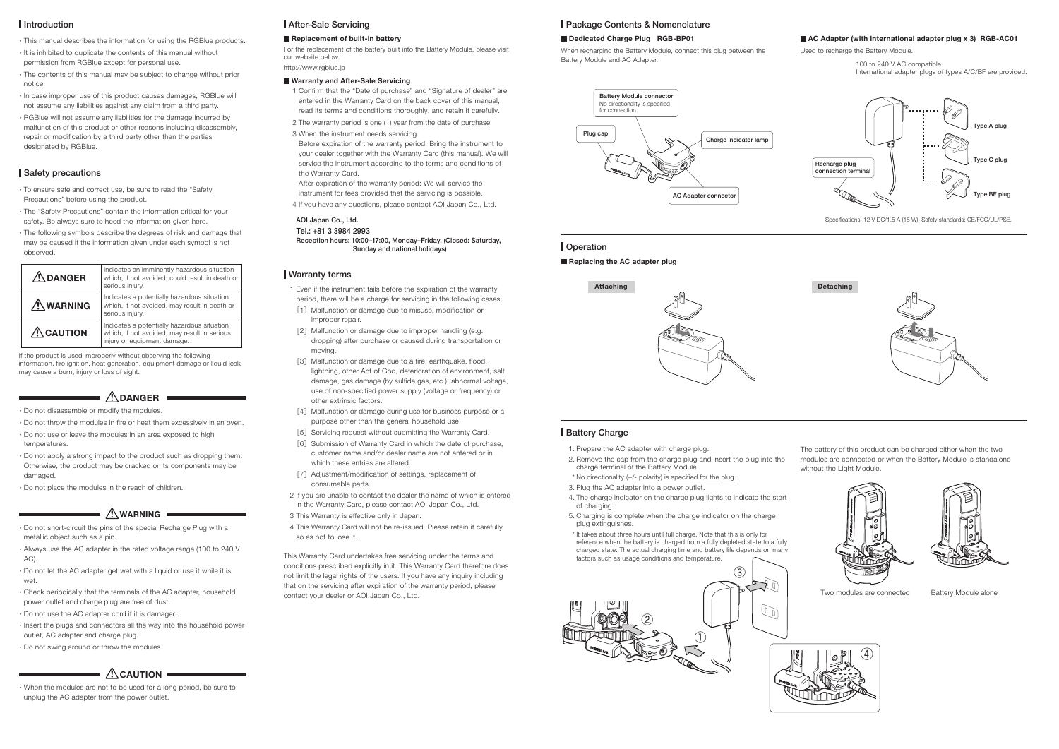## Introduction

- This manual describes the information for using the RGBlue products.
- It is inhibited to duplicate the contents of this manual without permission from RGBlue except for personal use.
- The contents of this manual may be subject to change without prior notice.
- In case improper use of this product causes damages, RGBlue will not assume any liabilities against any claim from a third party.
- RGBlue will not assume any liabilities for the damage incurred by malfunction of this product or other reasons including disassembly, repair or modification by a third party other than the parties designated by RGBlue.

## Safety precautions

- To ensure safe and correct use, be sure to read the "Safety Precautions" before using the product.
- The "Safety Precautions" contain the information critical for your safety. Be always sure to heed the information given here.
- The following symbols describe the degrees of risk and damage that may be caused if the information given under each symbol is not observed.

| | |
|---|---|
| ⚠DANGER | Indicates an imminently hazardous situation which, if not avoided, could result in death or serious injury. |
| ⚠WARNING | Indicates a potentially hazardous situation which, if not avoided, may result in death or serious injury. |
| ⚠CAUTION | Indicates a potentially hazardous situation which, if not avoided, may result in serious injury or equipment damage. |

If the product is used improperly without observing the following information, fire ignition, heat generation, equipment damage or liquid leak may cause a burn, injury or loss of sight.

### ⚠DANGER

- Do not disassemble or modify the modules.
- Do not throw the modules in fire or heat them excessively in an oven.
- Do not use or leave the modules in an area exposed to high temperatures.
- Do not apply a strong impact to the product such as dropping them. Otherwise, the product may be cracked or its components may be damaged.
- Do not place the modules in the reach of children.

### ⚠WARNING

- Do not short-circuit the pins of the special Recharge Plug with a metallic object such as a pin.
- Always use the AC adapter in the rated voltage range (100 to 240 V AC).
- Do not let the AC adapter get wet with a liquid or use it while it is wet.
- Check periodically that the terminals of the AC adapter, household power outlet and charge plug are free of dust.
- Do not use the AC adapter cord if it is damaged.
- Insert the plugs and connectors all the way into the household power outlet, AC adapter and charge plug.
- Do not swing around or throw the modules.

### ⚠CAUTION

- When the modules are not to be used for a long period, be sure to unplug the AC adapter from the power outlet.

## After-Sale Servicing

### Replacement of built-in battery

For the replacement of the battery built into the Battery Module, please visit our website below.

http://www.rgblue.jp

### Warranty and After-Sale Servicing

1 Confirm that the "Date of purchase" and "Signature of dealer" are entered in the Warranty Card on the back cover of this manual, read its terms and conditions thoroughly, and retain it carefully.

2 The warranty period is one (1) year from the date of purchase.

3 When the instrument needs servicing:
Before expiration of the warranty period: Bring the instrument to your dealer together with the Warranty Card (this manual). We will service the instrument according to the terms and conditions of the Warranty Card.
After expiration of the warranty period: We will service the instrument for fees provided that the servicing is possible.

4 If you have any questions, please contact AOI Japan Co., Ltd.

AOI Japan Co., Ltd.
Tel.: +81 3 3984 2993
Reception hours: 10:00–17:00, Monday–Friday, (Closed: Saturday, Sunday and national holidays)

## Warranty terms

1 Even if the instrument fails before the expiration of the warranty period, there will be a charge for servicing in the following cases.
[1] Malfunction or damage due to misuse, modification or improper repair.
[2] Malfunction or damage due to improper handling (e.g. dropping) after purchase or caused during transportation or moving.
[3] Malfunction or damage due to a fire, earthquake, flood, lightning, other Act of God, deterioration of environment, salt damage, gas damage (by sulfide gas, etc.), abnormal voltage, use of non-specified power supply (voltage or frequency) or other extrinsic factors.
[4] Malfunction or damage during use for business purpose or a purpose other than the general household use.
[5] Servicing request without submitting the Warranty Card.
[6] Submission of Warranty Card in which the date of purchase, customer name and/or dealer name are not entered or in which these entries are altered.
[7] Adjustment/modification of settings, replacement of consumable parts.

2 If you are unable to contact the dealer the name of which is entered in the Warranty Card, please contact AOI Japan Co., Ltd.

3 This Warranty is effective only in Japan.

4 This Warranty Card will not be re-issued. Please retain it carefully so as not to lose it.

This Warranty Card undertakes free servicing under the terms and conditions prescribed explicitly in it. This Warranty Card therefore does not limit the legal rights of the users. If you have any inquiry including that on the servicing after expiration of the warranty period, please contact your dealer or AOI Japan Co., Ltd.

## Package Contents & Nomenclature

### Dedicated Charge Plug RGB-BP01

When recharging the Battery Module, connect this plug between the Battery Module and AC Adapter.

Battery Module connector
No directionality is specified for connection.
Plug cap
Charge indicator lamp
AC Adapter connector

### AC Adapter (with international adapter plug x 3) RGB-AC01

Used to recharge the Battery Module.

100 to 240 V AC compatible.
International adapter plugs of types A/C/BF are provided.

Recharge plug connection terminal
Type A plug
Type C plug
Type BF plug

Specifications: 12 V DC/1.5 A (18 W). Safety standards: CE/FCC/UL/PSE.

## Operation

### Replacing the AC adapter plug

Attaching

Detaching

## Battery Charge

1. Prepare the AC adapter with charge plug.
2. Remove the cap from the charge plug and insert the plug into the charge terminal of the Battery Module.
   \* No directionality (+/- polarity) is specified for the plug.
3. Plug the AC adapter into a power outlet.
4. The charge indicator on the charge plug lights to indicate the start of charging.
5. Charging is complete when the charge indicator on the charge plug extinguishes.
   \* It takes about three hours until full charge. Note that this is only for reference when the battery is charged from a fully depleted state to a fully charged state. The actual charging time and battery life depends on many factors such as usage conditions and temperature.

The battery of this product can be charged either when the two modules are connected or when the Battery Module is standalone without the Light Module.

Two modules are connected

Battery Module alone